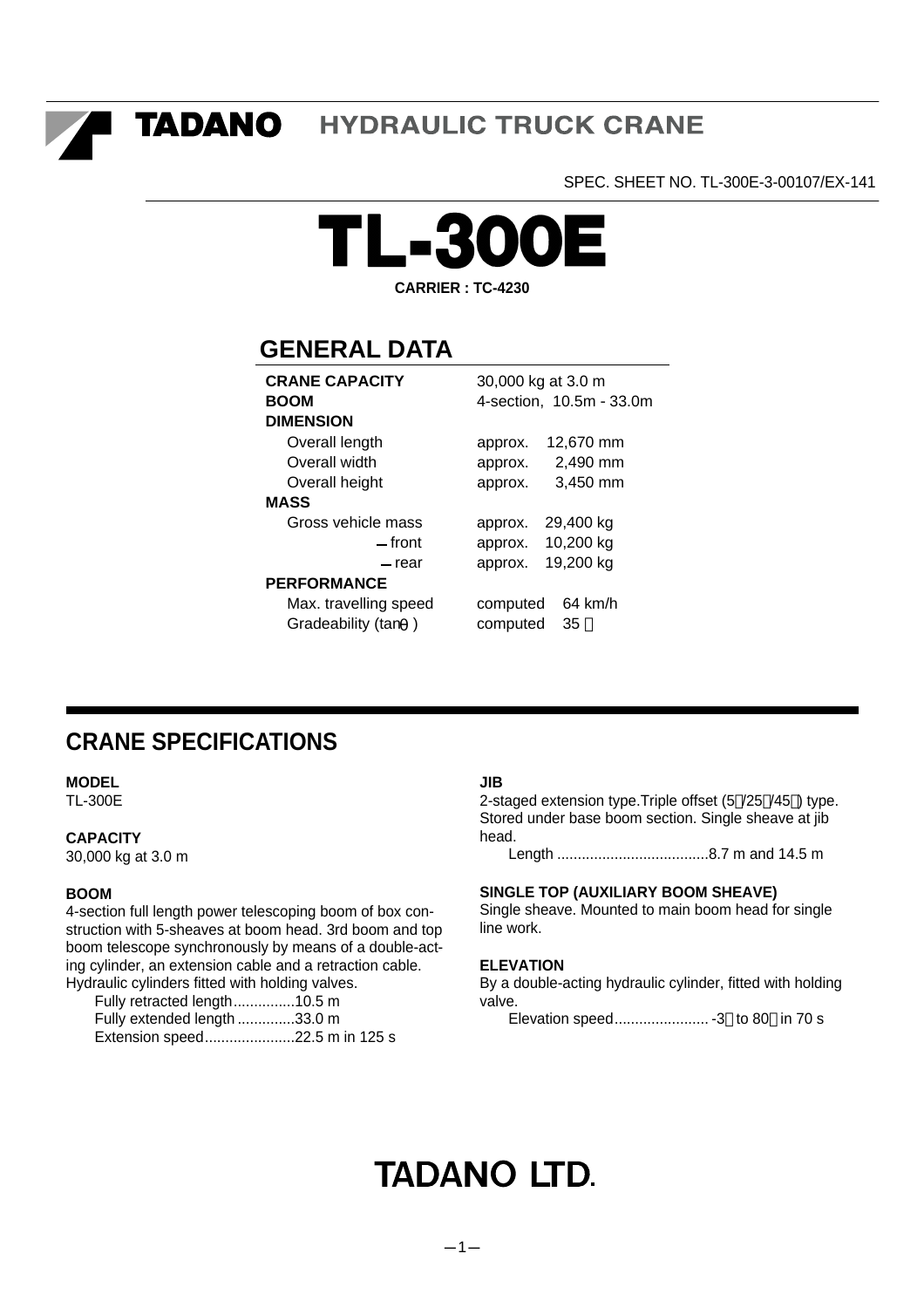TADANO **HYDRAULIC TRUCK CRANE**

SPEC. SHEET NO. TL-300E-3-00107/EX-141

# TL-300E

**CARRIER : TC-4230**

## GENERAL DATA

| | |
|---|---|
| **CRANE CAPACITY** | 30,000 kg at 3.0 m |
| **BOOM** | 4-section, 10.5m - 33.0m |
| **DIMENSION** | |
| Overall length | approx. 12,670 mm |
| Overall width | approx. 2,490 mm |
| Overall height | approx. 3,450 mm |
| **MASS** | |
| Gross vehicle mass | approx. 29,400 kg |
| – front | approx. 10,200 kg |
| – rear | approx. 19,200 kg |
| **PERFORMANCE** | |
| Max. travelling speed | computed 64 km/h |
| Gradeability (tanθ) | computed 35 ％ |

## CRANE SPECIFICATIONS

**MODEL**
TL-300E

**CAPACITY**
30,000 kg at 3.0 m

**BOOM**
4-section full length power telescoping boom of box construction with 5-sheaves at boom head. 3rd boom and top boom telescope synchronously by means of a double-acting cylinder, an extension cable and a retraction cable. Hydraulic cylinders fitted with holding valves.

- Fully retracted length...............10.5 m
- Fully extended length ..............33.0 m
- Extension speed......................22.5 m in 125 s

**JIB**
2-staged extension type.Triple offset (5°/25°/45°) type. Stored under base boom section. Single sheave at jib head.

- Length ....................................8.7 m and 14.5 m

**SINGLE TOP (AUXILIARY BOOM SHEAVE)**
Single sheave. Mounted to main boom head for single line work.

**ELEVATION**
By a double-acting hydraulic cylinder, fitted with holding valve.

- Elevation speed....................... -3° to 80° in 70 s

**TADANO LTD.**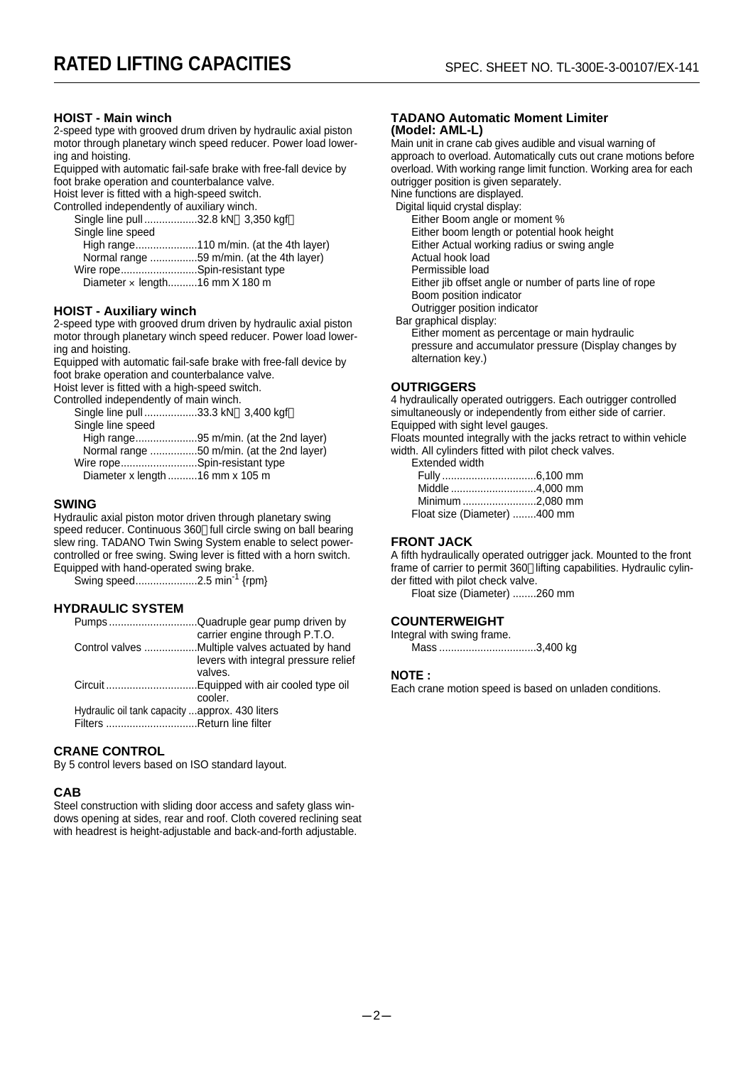# RATED LIFTING CAPACITIES

SPEC. SHEET NO. TL-300E-3-00107/EX-141

### HOIST - Main winch

2-speed type with grooved drum driven by hydraulic axial piston motor through planetary winch speed reducer. Power load lowering and hoisting.
Equipped with automatic fail-safe brake with free-fall device by foot brake operation and counterbalance valve.
Hoist lever is fitted with a high-speed switch.
Controlled independently of auxiliary winch.

- Single line pull ..................32.8 kN（3,350 kgf）
- Single line speed
  - High range.....................110 m/min. (at the 4th layer)
  - Normal range ................59 m/min. (at the 4th layer)
- Wire rope..........................Spin-resistant type
  - Diameter × length..........16 mm X 180 m

### HOIST - Auxiliary winch

2-speed type with grooved drum driven by hydraulic axial piston motor through planetary winch speed reducer. Power load lowering and hoisting.
Equipped with automatic fail-safe brake with free-fall device by foot brake operation and counterbalance valve.
Hoist lever is fitted with a high-speed switch.
Controlled independently of main winch.

- Single line pull ..................33.3 kN（3,400 kgf）
- Single line speed
  - High range.....................95 m/min. (at the 2nd layer)
  - Normal range ................50 m/min. (at the 2nd layer)
- Wire rope..........................Spin-resistant type
  - Diameter x length ..........16 mm x 105 m

### SWING

Hydraulic axial piston motor driven through planetary swing speed reducer. Continuous 360° full circle swing on ball bearing slew ring. TADANO Twin Swing System enable to select power-controlled or free swing. Swing lever is fitted with a horn switch.
Equipped with hand-operated swing brake.

- Swing speed.....................2.5 min$^{-1}$ {rpm}

### HYDRAULIC SYSTEM

- Pumps ..............................Quadruple gear pump driven by carrier engine through P.T.O.
- Control valves ..................Multiple valves actuated by hand levers with integral pressure relief valves.
- Circuit ...............................Equipped with air cooled type oil cooler.
- Hydraulic oil tank capacity ...approx. 430 liters
- Filters ...............................Return line filter

### CRANE CONTROL

By 5 control levers based on ISO standard layout.

### CAB

Steel construction with sliding door access and safety glass windows opening at sides, rear and roof. Cloth covered reclining seat with headrest is height-adjustable and back-and-forth adjustable.

### TADANO Automatic Moment Limiter (Model: AML-L)

Main unit in crane cab gives audible and visual warning of approach to overload. Automatically cuts out crane motions before overload. With working range limit function. Working area for each outrigger position is given separately.
Nine functions are displayed.

- Digital liquid crystal display:
  - Either Boom angle or moment %
  - Either boom length or potential hook height
  - Either Actual working radius or swing angle
  - Actual hook load
  - Permissible load
  - Either jib offset angle or number of parts line of rope
  - Boom position indicator
  - Outrigger position indicator
- Bar graphical display:
  - Either moment as percentage or main hydraulic pressure and accumulator pressure (Display changes by alternation key.)

### OUTRIGGERS

4 hydraulically operated outriggers. Each outrigger controlled simultaneously or independently from either side of carrier.
Equipped with sight level gauges.
Floats mounted integrally with the jacks retract to within vehicle width. All cylinders fitted with pilot check valves.

- Extended width
  - Fully ................................6,100 mm
  - Middle .............................4,000 mm
  - Minimum .........................2,080 mm
- Float size (Diameter) ........400 mm

### FRONT JACK

A fifth hydraulically operated outrigger jack. Mounted to the front frame of carrier to permit 360° lifting capabilities. Hydraulic cylinder fitted with pilot check valve.

- Float size (Diameter) ........260 mm

### COUNTERWEIGHT

Integral with swing frame.

- Mass .................................3,400 kg

### NOTE :

Each crane motion speed is based on unladen conditions.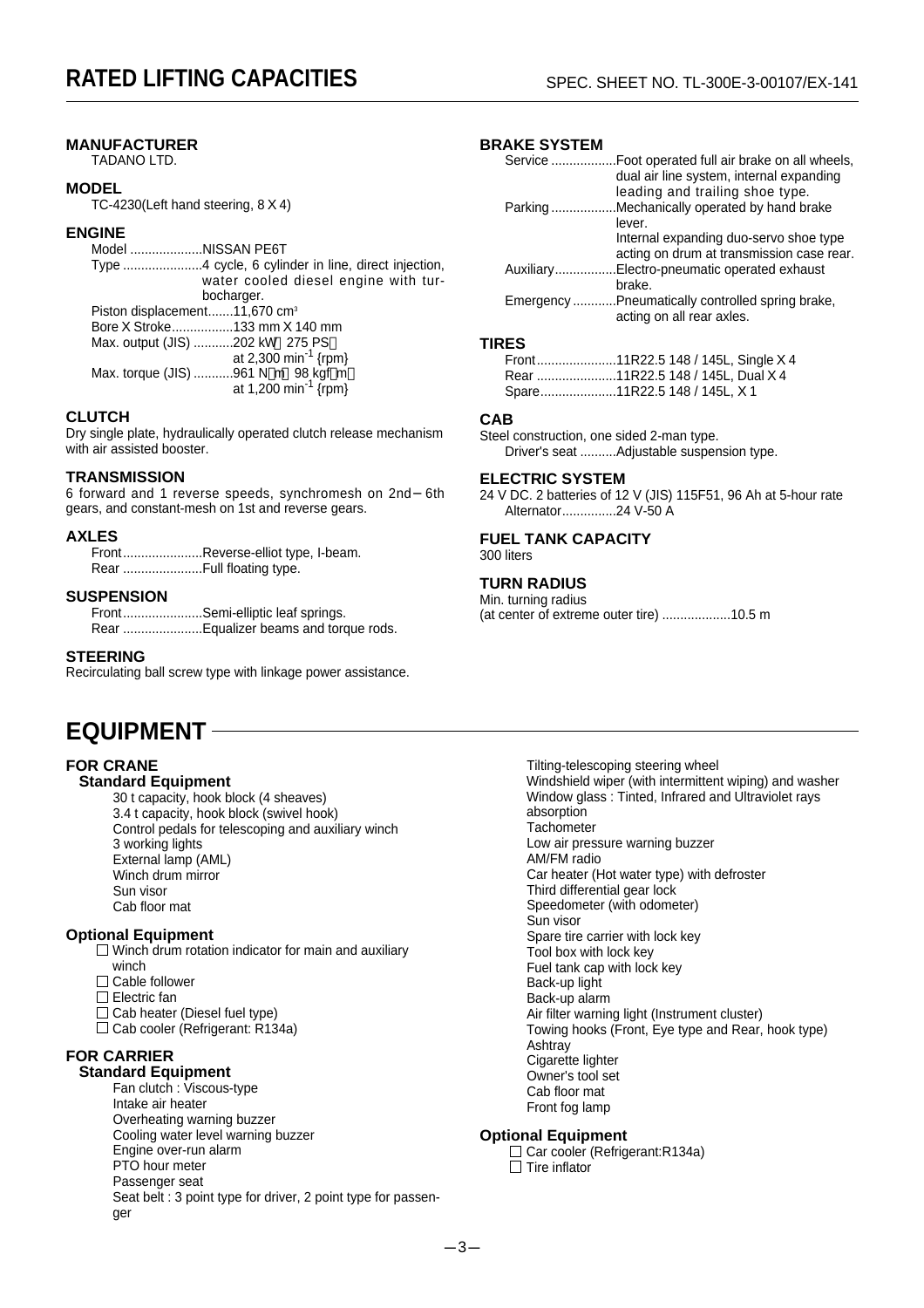# RATED LIFTING CAPACITIES

SPEC. SHEET NO. TL-300E-3-00107/EX-141

### MANUFACTURER
TADANO LTD.

### MODEL
TC-4230(Left hand steering, 8 X 4)

### ENGINE
Model ....................NISSAN PE6T
Type ......................4 cycle, 6 cylinder in line, direct injection, water cooled diesel engine with turbocharger.
Piston displacement.......11,670 cm³
Bore X Stroke.................133 mm X 140 mm
Max. output (JIS) ...........202 kW（275 PS）at 2,300 min$^{-1}$ {rpm}
Max. torque (JIS) ...........961 N・m（98 kgf・m）at 1,200 min$^{-1}$ {rpm}

### CLUTCH
Dry single plate, hydraulically operated clutch release mechanism with air assisted booster.

### TRANSMISSION
6 forward and 1 reverse speeds, synchromesh on 2nd－6th gears, and constant-mesh on 1st and reverse gears.

### AXLES
Front......................Reverse-elliot type, I-beam.
Rear ......................Full floating type.

### SUSPENSION
Front......................Semi-elliptic leaf springs.
Rear ......................Equalizer beams and torque rods.

### STEERING
Recirculating ball screw type with linkage power assistance.

### BRAKE SYSTEM
Service ..................Foot operated full air brake on all wheels, dual air line system, internal expanding leading and trailing shoe type.
Parking ..................Mechanically operated by hand brake lever. Internal expanding duo-servo shoe type acting on drum at transmission case rear.
Auxiliary.................Electro-pneumatic operated exhaust brake.
Emergency ............Pneumatically controlled spring brake, acting on all rear axles.

### TIRES
Front......................11R22.5 148 / 145L, Single X 4
Rear ......................11R22.5 148 / 145L, Dual X 4
Spare.....................11R22.5 148 / 145L, X 1

### CAB
Steel construction, one sided 2-man type.
Driver's seat ..........Adjustable suspension type.

### ELECTRIC SYSTEM
24 V DC. 2 batteries of 12 V (JIS) 115F51, 96 Ah at 5-hour rate
Alternator...............24 V-50 A

### FUEL TANK CAPACITY
300 liters

### TURN RADIUS
Min. turning radius
(at center of extreme outer tire) ...................10.5 m

# EQUIPMENT

### FOR CRANE
#### Standard Equipment
- 30 t capacity, hook block (4 sheaves)
- 3.4 t capacity, hook block (swivel hook)
- Control pedals for telescoping and auxiliary winch
- 3 working lights
- External lamp (AML)
- Winch drum mirror
- Sun visor
- Cab floor mat

#### Optional Equipment
- ☐ Winch drum rotation indicator for main and auxiliary winch
- ☐ Cable follower
- ☐ Electric fan
- ☐ Cab heater (Diesel fuel type)
- ☐ Cab cooler (Refrigerant: R134a)

### FOR CARRIER
#### Standard Equipment
- Fan clutch : Viscous-type
- Intake air heater
- Overheating warning buzzer
- Cooling water level warning buzzer
- Engine over-run alarm
- PTO hour meter
- Passenger seat
- Seat belt : 3 point type for driver, 2 point type for passenger
- Tilting-telescoping steering wheel
- Windshield wiper (with intermittent wiping) and washer
- Window glass : Tinted, Infrared and Ultraviolet rays absorption
- Tachometer
- Low air pressure warning buzzer
- AM/FM radio
- Car heater (Hot water type) with defroster
- Third differential gear lock
- Speedometer (with odometer)
- Sun visor
- Spare tire carrier with lock key
- Tool box with lock key
- Fuel tank cap with lock key
- Back-up light
- Back-up alarm
- Air filter warning light (Instrument cluster)
- Towing hooks (Front, Eye type and Rear, hook type)
- Ashtray
- Cigarette lighter
- Owner's tool set
- Cab floor mat
- Front fog lamp

#### Optional Equipment
- ☐ Car cooler (Refrigerant:R134a)
- ☐ Tire inflator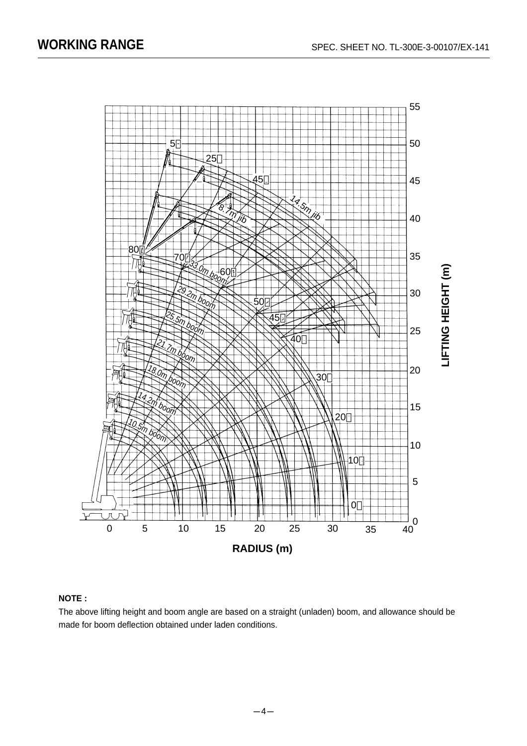## WORKING RANGE

SPEC. SHEET NO. TL-300E-3-00107/EX-141

LIFTING HEIGHT (m)

RADIUS (m)

5°
25°
45°
14.5m jib
8.7m jib
80°
70°
60°
50°
45°
40°
30°
20°
10°
0°
33.0m boom
29.2m boom
25.5m boom
21.7m boom
18.0m boom
14.2m boom
10.5m boom

**NOTE :**

The above lifting height and boom angle are based on a straight (unladen) boom, and allowance should be made for boom deflection obtained under laden conditions.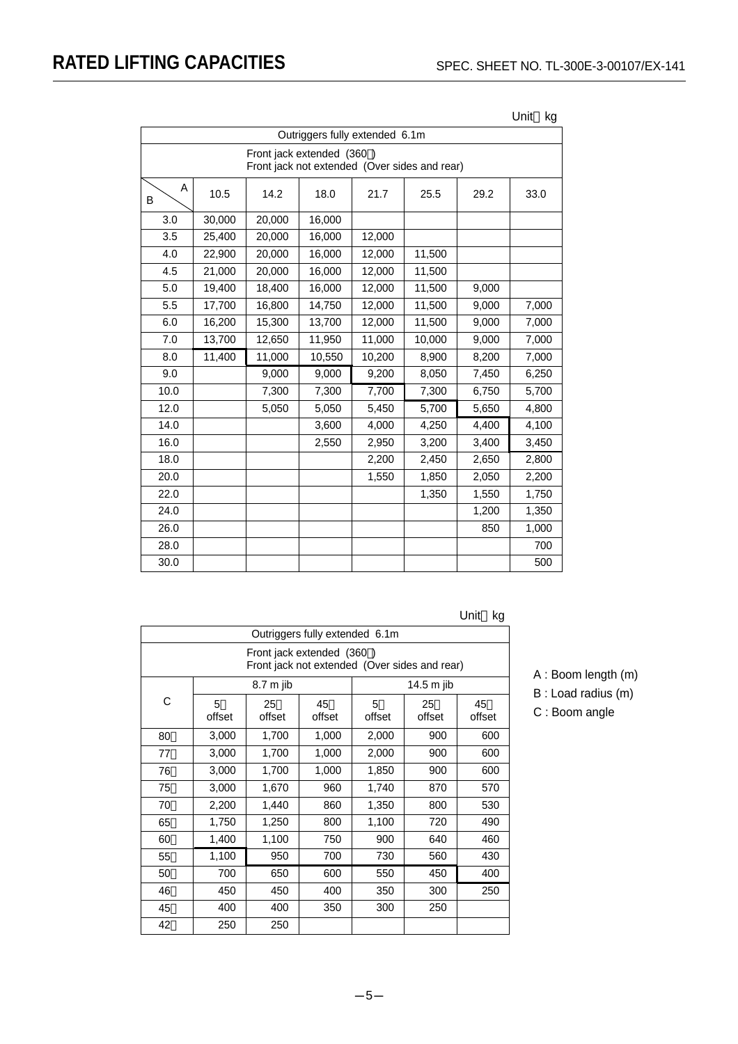# RATED LIFTING CAPACITIES

SPEC. SHEET NO. TL-300E-3-00107/EX-141

Unit：kg

| Outriggers fully extended 6.1m | | | | | | | |
|---|---|---|---|---|---|---|---|
| Front jack extended (360°)<br>Front jack not extended (Over sides and rear) | | | | | | | |
| B \ A | 10.5 | 14.2 | 18.0 | 21.7 | 25.5 | 29.2 | 33.0 |
| 3.0 | 30,000 | 20,000 | 16,000 | | | | |
| 3.5 | 25,400 | 20,000 | 16,000 | 12,000 | | | |
| 4.0 | 22,900 | 20,000 | 16,000 | 12,000 | 11,500 | | |
| 4.5 | 21,000 | 20,000 | 16,000 | 12,000 | 11,500 | | |
| 5.0 | 19,400 | 18,400 | 16,000 | 12,000 | 11,500 | 9,000 | |
| 5.5 | 17,700 | 16,800 | 14,750 | 12,000 | 11,500 | 9,000 | 7,000 |
| 6.0 | 16,200 | 15,300 | 13,700 | 12,000 | 11,500 | 9,000 | 7,000 |
| 7.0 | 13,700 | 12,650 | 11,950 | 11,000 | 10,000 | 9,000 | 7,000 |
| 8.0 | 11,400 | 11,000 | 10,550 | 10,200 | 8,900 | 8,200 | 7,000 |
| 9.0 | | 9,000 | 9,000 | 9,200 | 8,050 | 7,450 | 6,250 |
| 10.0 | | 7,300 | 7,300 | 7,700 | 7,300 | 6,750 | 5,700 |
| 12.0 | | 5,050 | 5,050 | 5,450 | 5,700 | 5,650 | 4,800 |
| 14.0 | | | 3,600 | 4,000 | 4,250 | 4,400 | 4,100 |
| 16.0 | | | 2,550 | 2,950 | 3,200 | 3,400 | 3,450 |
| 18.0 | | | | 2,200 | 2,450 | 2,650 | 2,800 |
| 20.0 | | | | 1,550 | 1,850 | 2,050 | 2,200 |
| 22.0 | | | | | 1,350 | 1,550 | 1,750 |
| 24.0 | | | | | | 1,200 | 1,350 |
| 26.0 | | | | | | 850 | 1,000 |
| 28.0 | | | | | | | 700 |
| 30.0 | | | | | | | 500 |

Unit：kg

| Outriggers fully extended 6.1m | | | | | | |
|---|---|---|---|---|---|---|
| Front jack extended (360°)<br>Front jack not extended (Over sides and rear) | | | | | | |
| C | 8.7 m jib | | | 14.5 m jib | | |
| | 5° offset | 25° offset | 45° offset | 5° offset | 25° offset | 45° offset |
| 80° | 3,000 | 1,700 | 1,000 | 2,000 | 900 | 600 |
| 77° | 3,000 | 1,700 | 1,000 | 2,000 | 900 | 600 |
| 76° | 3,000 | 1,700 | 1,000 | 1,850 | 900 | 600 |
| 75° | 3,000 | 1,670 | 960 | 1,740 | 870 | 570 |
| 70° | 2,200 | 1,440 | 860 | 1,350 | 800 | 530 |
| 65° | 1,750 | 1,250 | 800 | 1,100 | 720 | 490 |
| 60° | 1,400 | 1,100 | 750 | 900 | 640 | 460 |
| 55° | 1,100 | 950 | 700 | 730 | 560 | 430 |
| 50° | 700 | 650 | 600 | 550 | 450 | 400 |
| 46° | 450 | 450 | 400 | 350 | 300 | 250 |
| 45° | 400 | 400 | 350 | 300 | 250 | |
| 42° | 250 | 250 | | | | |

A : Boom length (m)
B : Load radius (m)
C : Boom angle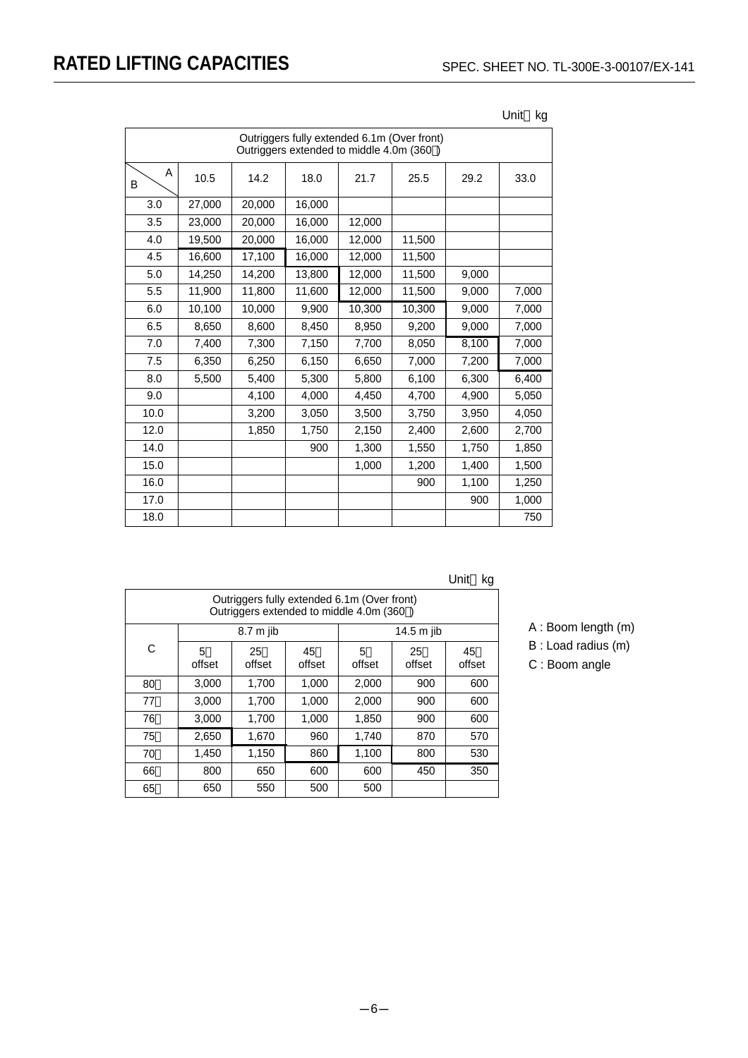# RATED LIFTING CAPACITIES

SPEC. SHEET NO. TL-300E-3-00107/EX-141

Unit：kg

| Outriggers fully extended 6.1m (Over front) Outriggers extended to middle 4.0m (360°) | | | | | | | |
|---|---|---|---|---|---|---|---|
| B \ A | 10.5 | 14.2 | 18.0 | 21.7 | 25.5 | 29.2 | 33.0 |
| 3.0 | 27,000 | 20,000 | 16,000 | | | | |
| 3.5 | 23,000 | 20,000 | 16,000 | 12,000 | | | |
| 4.0 | 19,500 | 20,000 | 16,000 | 12,000 | 11,500 | | |
| 4.5 | 16,600 | 17,100 | 16,000 | 12,000 | 11,500 | | |
| 5.0 | 14,250 | 14,200 | 13,800 | 12,000 | 11,500 | 9,000 | |
| 5.5 | 11,900 | 11,800 | 11,600 | 12,000 | 11,500 | 9,000 | 7,000 |
| 6.0 | 10,100 | 10,000 | 9,900 | 10,300 | 10,300 | 9,000 | 7,000 |
| 6.5 | 8,650 | 8,600 | 8,450 | 8,950 | 9,200 | 9,000 | 7,000 |
| 7.0 | 7,400 | 7,300 | 7,150 | 7,700 | 8,050 | 8,100 | 7,000 |
| 7.5 | 6,350 | 6,250 | 6,150 | 6,650 | 7,000 | 7,200 | 7,000 |
| 8.0 | 5,500 | 5,400 | 5,300 | 5,800 | 6,100 | 6,300 | 6,400 |
| 9.0 | | 4,100 | 4,000 | 4,450 | 4,700 | 4,900 | 5,050 |
| 10.0 | | 3,200 | 3,050 | 3,500 | 3,750 | 3,950 | 4,050 |
| 12.0 | | 1,850 | 1,750 | 2,150 | 2,400 | 2,600 | 2,700 |
| 14.0 | | | 900 | 1,300 | 1,550 | 1,750 | 1,850 |
| 15.0 | | | | 1,000 | 1,200 | 1,400 | 1,500 |
| 16.0 | | | | | 900 | 1,100 | 1,250 |
| 17.0 | | | | | | 900 | 1,000 |
| 18.0 | | | | | | | 750 |

Unit：kg

| Outriggers fully extended 6.1m (Over front) Outriggers extended to middle 4.0m (360°) | | | | | | |
|---|---|---|---|---|---|---|
| C | 8.7 m jib | | | 14.5 m jib | | |
| | 5° offset | 25° offset | 45° offset | 5° offset | 25° offset | 45° offset |
| 80° | 3,000 | 1,700 | 1,000 | 2,000 | 900 | 600 |
| 77° | 3,000 | 1,700 | 1,000 | 2,000 | 900 | 600 |
| 76° | 3,000 | 1,700 | 1,000 | 1,850 | 900 | 600 |
| 75° | 2,650 | 1,670 | 960 | 1,740 | 870 | 570 |
| 70° | 1,450 | 1,150 | 860 | 1,100 | 800 | 530 |
| 66° | 800 | 650 | 600 | 600 | 450 | 350 |
| 65° | 650 | 550 | 500 | 500 | | |

A : Boom length (m)
B : Load radius (m)
C : Boom angle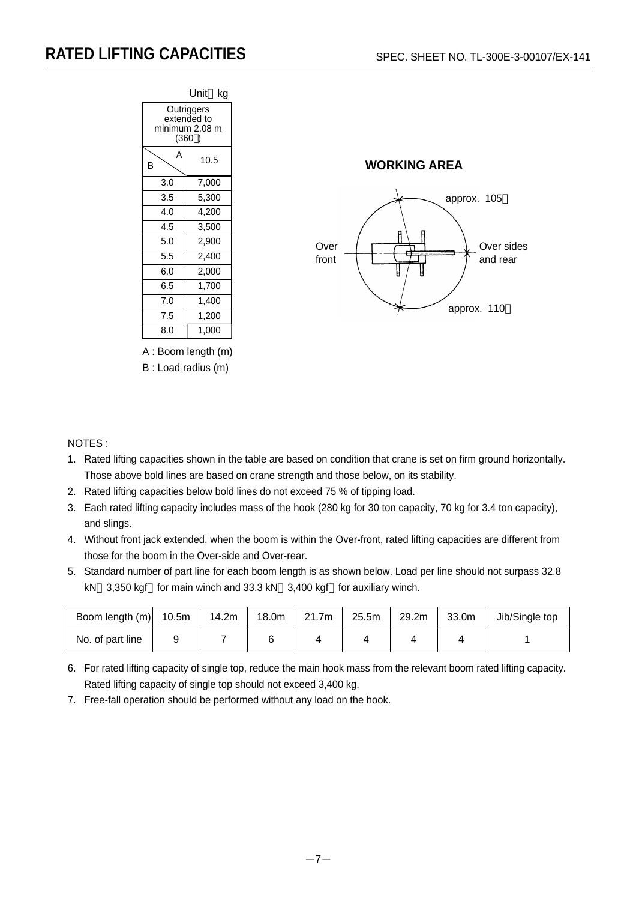# RATED LIFTING CAPACITIES

SPEC. SHEET NO. TL-300E-3-00107/EX-141

Unit：kg

| Outriggers extended to minimum 2.08 m (360°) | |
|---|---|
| B \ A | 10.5 |
| 3.0 | 7,000 |
| 3.5 | 5,300 |
| 4.0 | 4,200 |
| 4.5 | 3,500 |
| 5.0 | 2,900 |
| 5.5 | 2,400 |
| 6.0 | 2,000 |
| 6.5 | 1,700 |
| 7.0 | 1,400 |
| 7.5 | 1,200 |
| 8.0 | 1,000 |

A : Boom length (m)
B : Load radius (m)

**WORKING AREA**

approx. 105°

Over front

Over sides and rear

approx. 110°

NOTES :

1. Rated lifting capacities shown in the table are based on condition that crane is set on firm ground horizontally. Those above bold lines are based on crane strength and those below, on its stability.
2. Rated lifting capacities below bold lines do not exceed 75 % of tipping load.
3. Each rated lifting capacity includes mass of the hook (280 kg for 30 ton capacity, 70 kg for 3.4 ton capacity), and slings.
4. Without front jack extended, when the boom is within the Over-front, rated lifting capacities are different from those for the boom in the Over-side and Over-rear.
5. Standard number of part line for each boom length is as shown below. Load per line should not surpass 32.8 kN（3,350 kgf）for main winch and 33.3 kN（3,400 kgf）for auxiliary winch.

| Boom length (m) | 10.5m | 14.2m | 18.0m | 21.7m | 25.5m | 29.2m | 33.0m | Jib/Single top |
|---|---|---|---|---|---|---|---|---|
| No. of part line | 9 | 7 | 6 | 4 | 4 | 4 | 4 | 1 |

6. For rated lifting capacity of single top, reduce the main hook mass from the relevant boom rated lifting capacity. Rated lifting capacity of single top should not exceed 3,400 kg.
7. Free-fall operation should be performed without any load on the hook.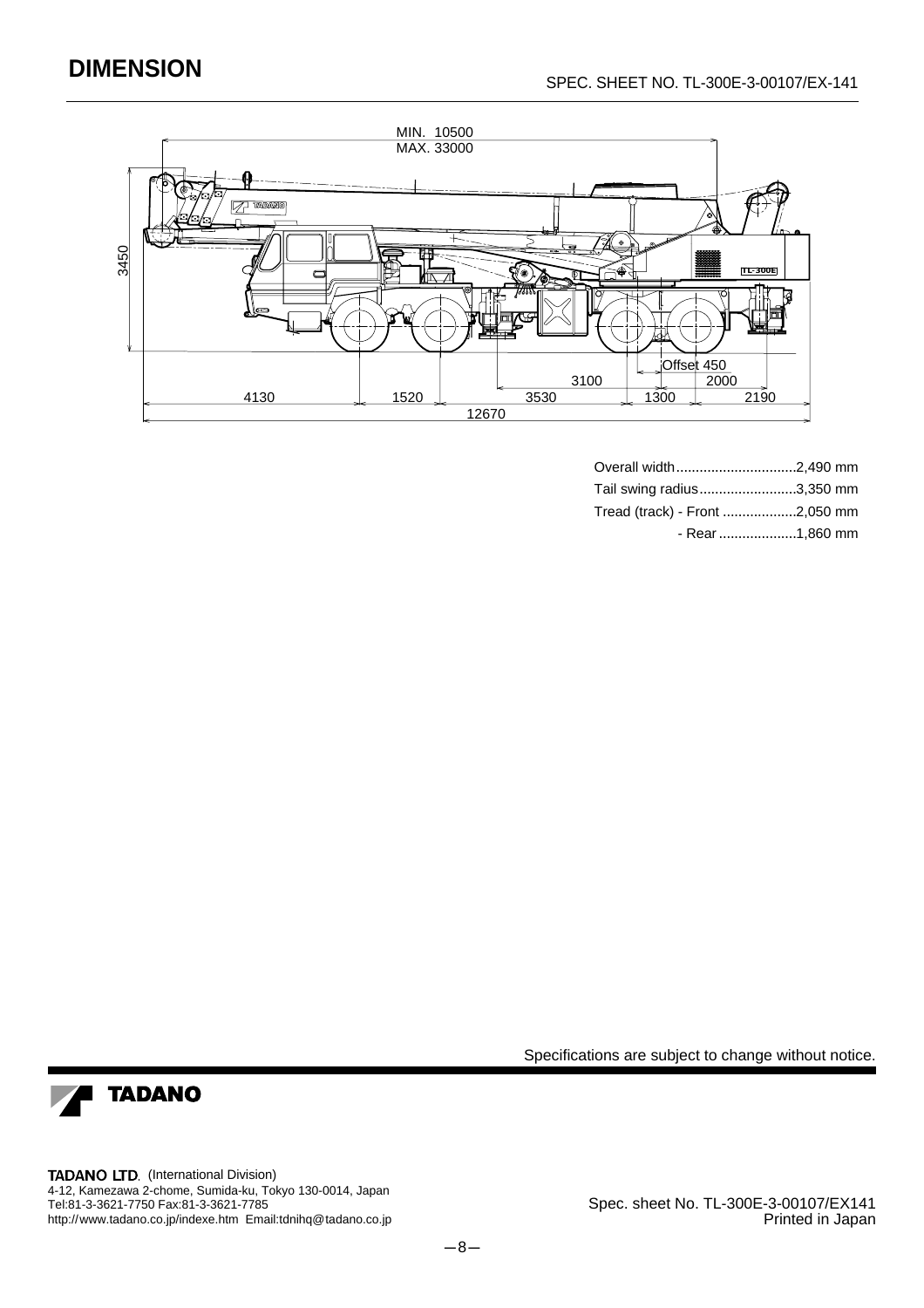# DIMENSION

SPEC. SHEET NO. TL-300E-3-00107/EX-141

MIN. 10500
MAX. 33000
3450
Offset 450
3100
2000
4130
1520
3530
1300
2190
12670

Overall width...............................2,490 mm
Tail swing radius.........................3,350 mm
Tread (track) - Front ...................2,050 mm
- Rear....................1,860 mm

Specifications are subject to change without notice.

TADANO

TADANO LTD. (International Division)
4-12, Kamezawa 2-chome, Sumida-ku, Tokyo 130-0014, Japan
Tel:81-3-3621-7750 Fax:81-3-3621-7785
http://www.tadano.co.jp/indexe.htm Email:tdnihq@tadano.co.jp

Spec. sheet No. TL-300E-3-00107/EX141
Printed in Japan